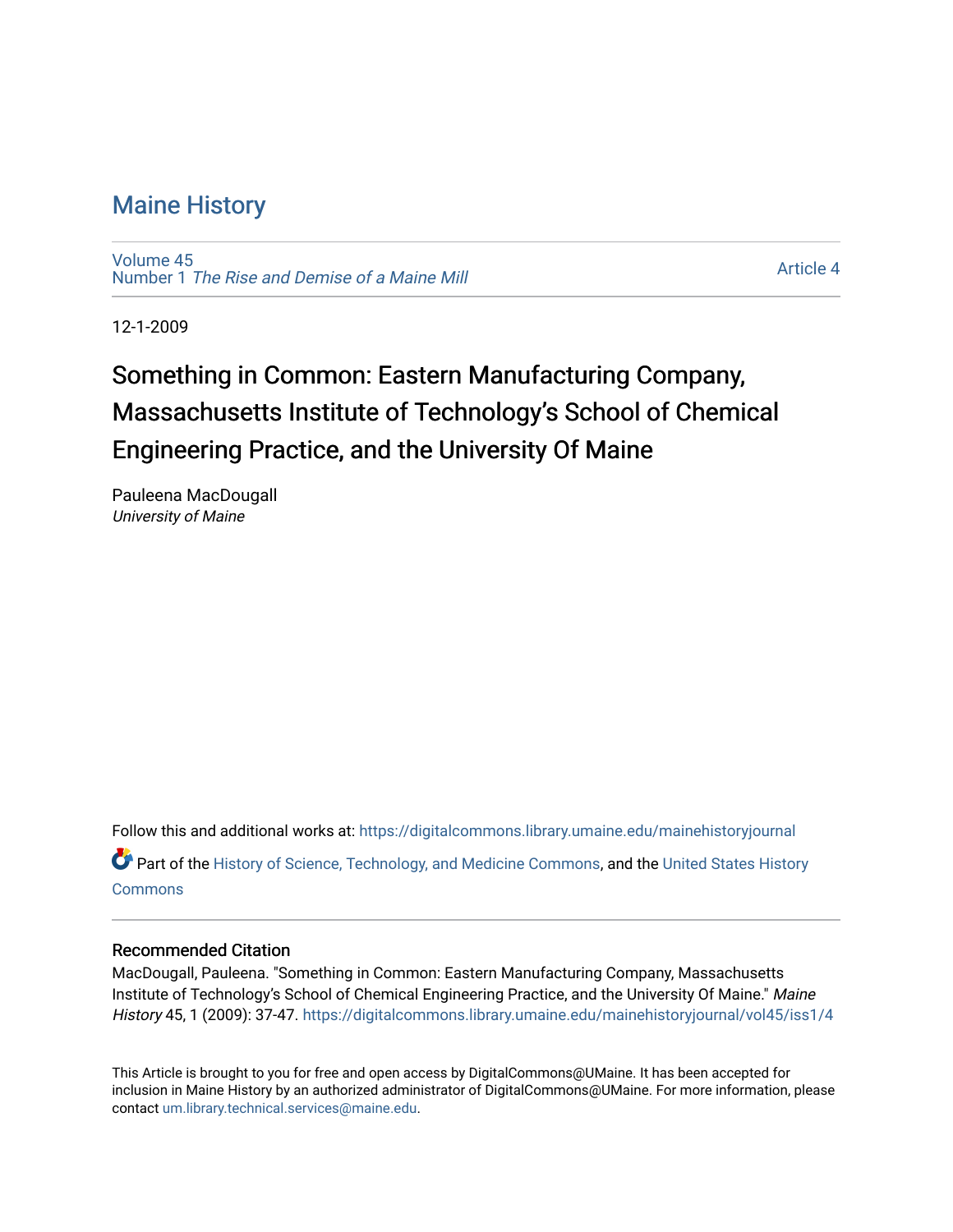# Maine History

Volume 45
Number 1 *The Rise and Demise of a Maine Mill*

Article 4

12-1-2009

## Something in Common: Eastern Manufacturing Company, Massachusetts Institute of Technology's School of Chemical Engineering Practice, and the University Of Maine

Pauleena MacDougall
*University of Maine*

Follow this and additional works at: https://digitalcommons.library.umaine.edu/mainehistoryjournal

Part of the History of Science, Technology, and Medicine Commons, and the United States History Commons

### Recommended Citation

MacDougall, Pauleena. "Something in Common: Eastern Manufacturing Company, Massachusetts Institute of Technology's School of Chemical Engineering Practice, and the University Of Maine." *Maine History* 45, 1 (2009): 37-47. https://digitalcommons.library.umaine.edu/mainehistoryjournal/vol45/iss1/4

This Article is brought to you for free and open access by DigitalCommons@UMaine. It has been accepted for inclusion in Maine History by an authorized administrator of DigitalCommons@UMaine. For more information, please contact um.library.technical.services@maine.edu.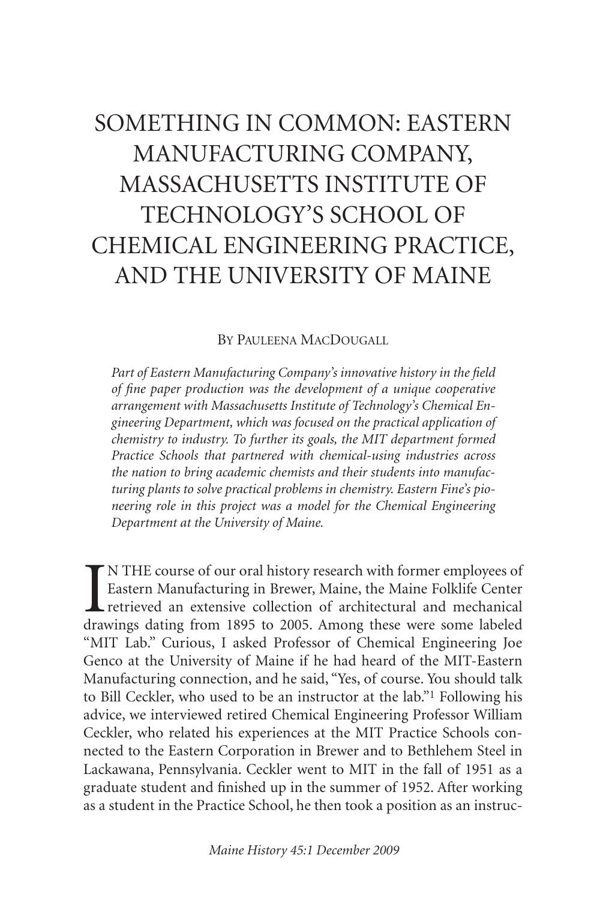# SOMETHING IN COMMON: EASTERN MANUFACTURING COMPANY, MASSACHUSETTS INSTITUTE OF TECHNOLOGY'S SCHOOL OF CHEMICAL ENGINEERING PRACTICE, AND THE UNIVERSITY OF MAINE

By Pauleena MacDougall

*Part of Eastern Manufacturing Company's innovative history in the field of fine paper production was the development of a unique cooperative arrangement with Massachusetts Institute of Technology's Chemical Engineering Department, which was focused on the practical application of chemistry to industry. To further its goals, the MIT department formed Practice Schools that partnered with chemical-using industries across the nation to bring academic chemists and their students into manufacturing plants to solve practical problems in chemistry. Eastern Fine's pioneering role in this project was a model for the Chemical Engineering Department at the University of Maine.*

IN THE course of our oral history research with former employees of Eastern Manufacturing in Brewer, Maine, the Maine Folklife Center retrieved an extensive collection of architectural and mechanical drawings dating from 1895 to 2005. Among these were some labeled "MIT Lab." Curious, I asked Professor of Chemical Engineering Joe Genco at the University of Maine if he had heard of the MIT-Eastern Manufacturing connection, and he said, "Yes, of course. You should talk to Bill Ceckler, who used to be an instructor at the lab."[1] Following his advice, we interviewed retired Chemical Engineering Professor William Ceckler, who related his experiences at the MIT Practice Schools connected to the Eastern Corporation in Brewer and to Bethlehem Steel in Lackawana, Pennsylvania. Ceckler went to MIT in the fall of 1951 as a graduate student and finished up in the summer of 1952. After working as a student in the Practice School, he then took a position as an instruc-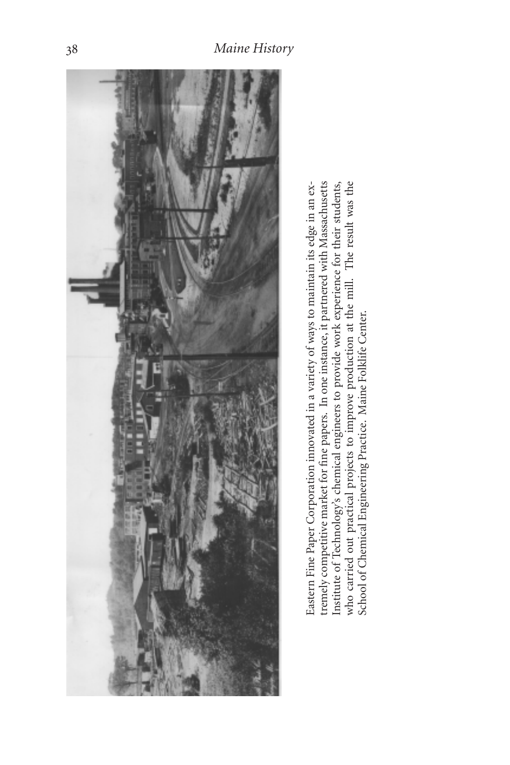Eastern Fine Paper Corporation innovated in a variety of ways to maintain its edge in an extremely competitive market for fine papers. In one instance, it partnered with Massachusetts Institute of Technology's chemical engineers to provide work experience for their students, who carried out practical projects to improve production at the mill. The result was the School of Chemical Engineering Practice. Maine Folklife Center.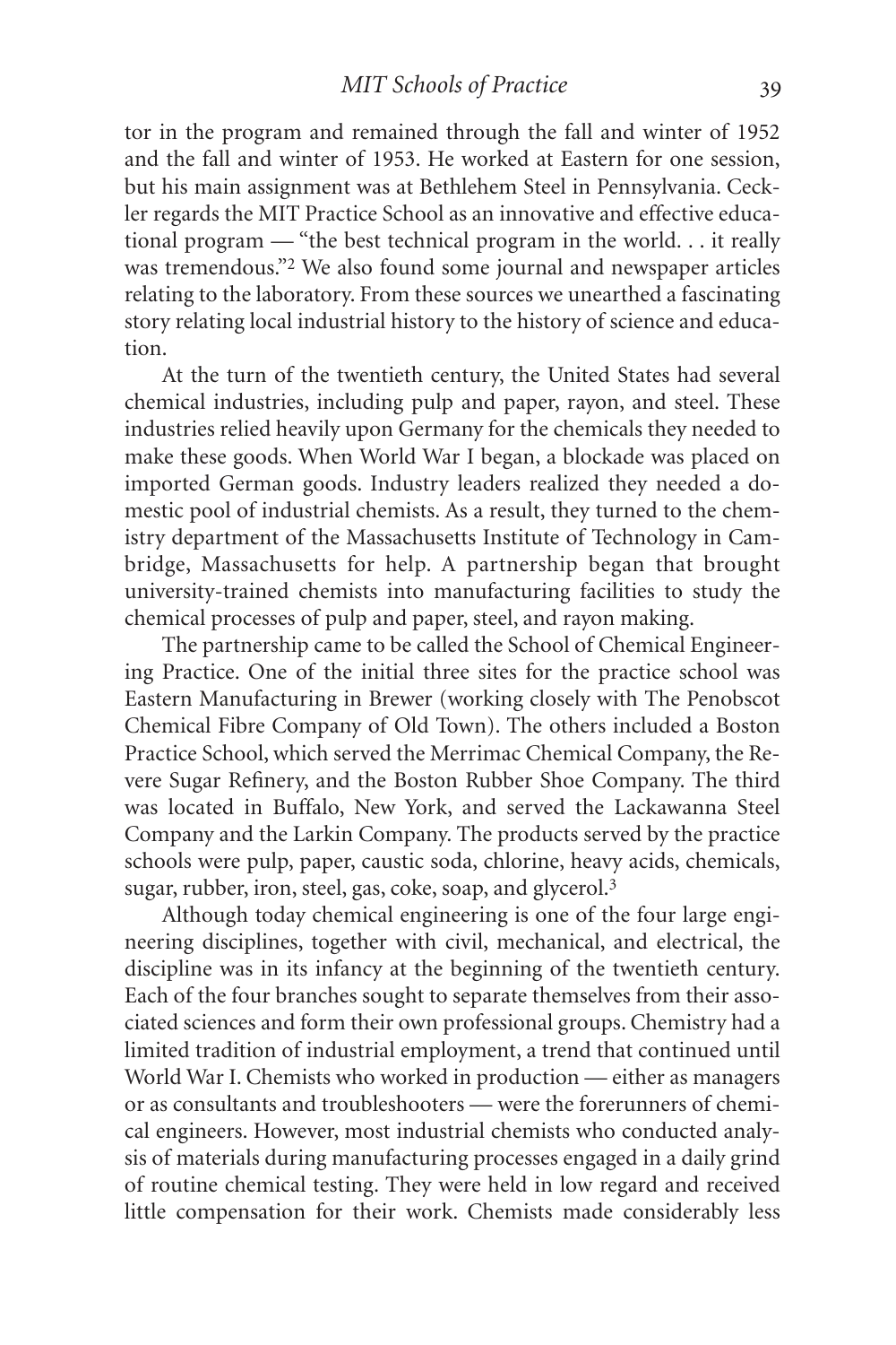tor in the program and remained through the fall and winter of 1952 and the fall and winter of 1953. He worked at Eastern for one session, but his main assignment was at Bethlehem Steel in Pennsylvania. Ceckler regards the MIT Practice School as an innovative and effective educational program — "the best technical program in the world. . . it really was tremendous."[2] We also found some journal and newspaper articles relating to the laboratory. From these sources we unearthed a fascinating story relating local industrial history to the history of science and education.

At the turn of the twentieth century, the United States had several chemical industries, including pulp and paper, rayon, and steel. These industries relied heavily upon Germany for the chemicals they needed to make these goods. When World War I began, a blockade was placed on imported German goods. Industry leaders realized they needed a domestic pool of industrial chemists. As a result, they turned to the chemistry department of the Massachusetts Institute of Technology in Cambridge, Massachusetts for help. A partnership began that brought university-trained chemists into manufacturing facilities to study the chemical processes of pulp and paper, steel, and rayon making.

The partnership came to be called the School of Chemical Engineering Practice. One of the initial three sites for the practice school was Eastern Manufacturing in Brewer (working closely with The Penobscot Chemical Fibre Company of Old Town). The others included a Boston Practice School, which served the Merrimac Chemical Company, the Revere Sugar Refinery, and the Boston Rubber Shoe Company. The third was located in Buffalo, New York, and served the Lackawanna Steel Company and the Larkin Company. The products served by the practice schools were pulp, paper, caustic soda, chlorine, heavy acids, chemicals, sugar, rubber, iron, steel, gas, coke, soap, and glycerol.[3]

Although today chemical engineering is one of the four large engineering disciplines, together with civil, mechanical, and electrical, the discipline was in its infancy at the beginning of the twentieth century. Each of the four branches sought to separate themselves from their associated sciences and form their own professional groups. Chemistry had a limited tradition of industrial employment, a trend that continued until World War I. Chemists who worked in production — either as managers or as consultants and troubleshooters — were the forerunners of chemical engineers. However, most industrial chemists who conducted analysis of materials during manufacturing processes engaged in a daily grind of routine chemical testing. They were held in low regard and received little compensation for their work. Chemists made considerably less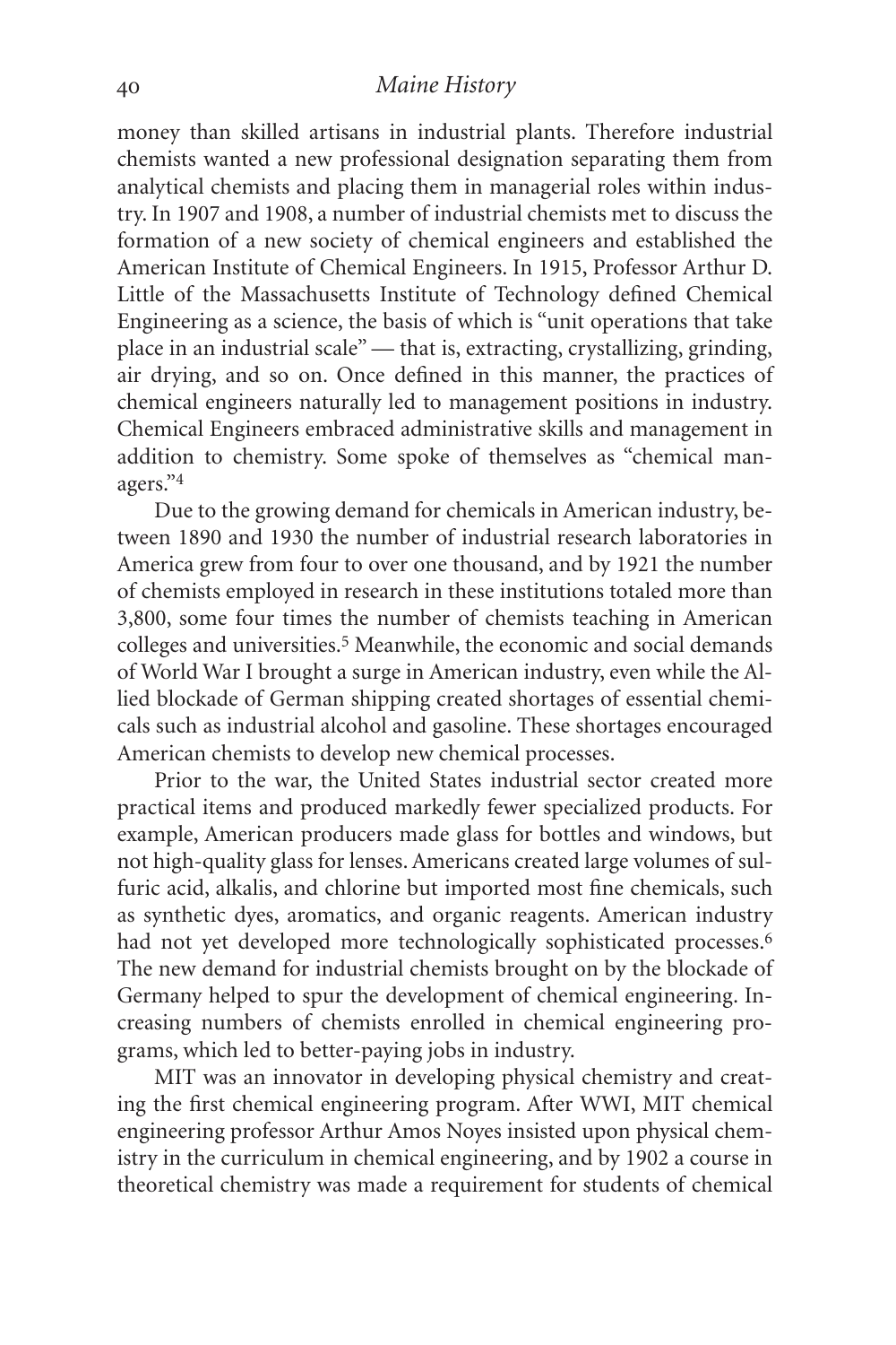money than skilled artisans in industrial plants. Therefore industrial chemists wanted a new professional designation separating them from analytical chemists and placing them in managerial roles within industry. In 1907 and 1908, a number of industrial chemists met to discuss the formation of a new society of chemical engineers and established the American Institute of Chemical Engineers. In 1915, Professor Arthur D. Little of the Massachusetts Institute of Technology defined Chemical Engineering as a science, the basis of which is "unit operations that take place in an industrial scale" — that is, extracting, crystallizing, grinding, air drying, and so on. Once defined in this manner, the practices of chemical engineers naturally led to management positions in industry. Chemical Engineers embraced administrative skills and management in addition to chemistry. Some spoke of themselves as "chemical managers."[4]

Due to the growing demand for chemicals in American industry, between 1890 and 1930 the number of industrial research laboratories in America grew from four to over one thousand, and by 1921 the number of chemists employed in research in these institutions totaled more than 3,800, some four times the number of chemists teaching in American colleges and universities.[5] Meanwhile, the economic and social demands of World War I brought a surge in American industry, even while the Allied blockade of German shipping created shortages of essential chemicals such as industrial alcohol and gasoline. These shortages encouraged American chemists to develop new chemical processes.

Prior to the war, the United States industrial sector created more practical items and produced markedly fewer specialized products. For example, American producers made glass for bottles and windows, but not high-quality glass for lenses. Americans created large volumes of sulfuric acid, alkalis, and chlorine but imported most fine chemicals, such as synthetic dyes, aromatics, and organic reagents. American industry had not yet developed more technologically sophisticated processes.[6] The new demand for industrial chemists brought on by the blockade of Germany helped to spur the development of chemical engineering. Increasing numbers of chemists enrolled in chemical engineering programs, which led to better-paying jobs in industry.

MIT was an innovator in developing physical chemistry and creating the first chemical engineering program. After WWI, MIT chemical engineering professor Arthur Amos Noyes insisted upon physical chemistry in the curriculum in chemical engineering, and by 1902 a course in theoretical chemistry was made a requirement for students of chemical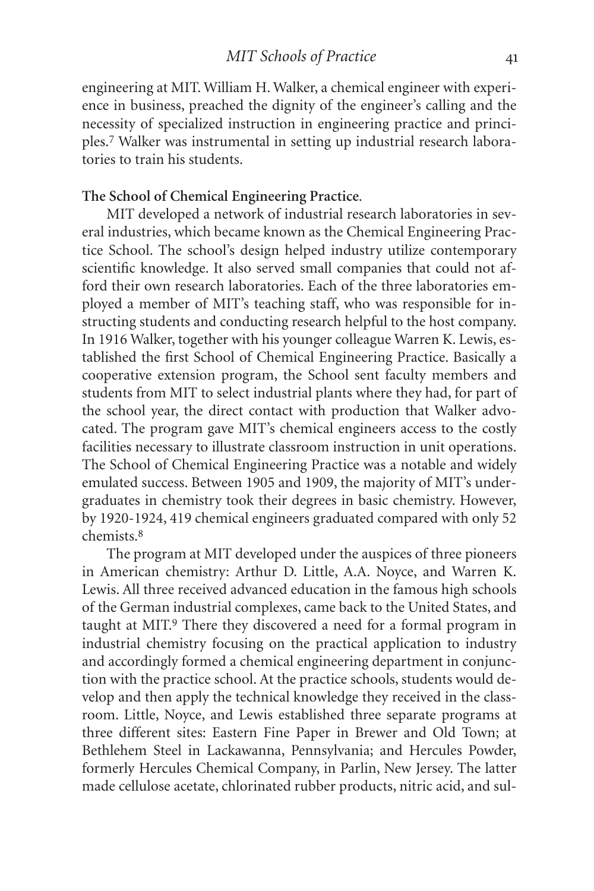engineering at MIT. William H. Walker, a chemical engineer with experience in business, preached the dignity of the engineer's calling and the necessity of specialized instruction in engineering practice and principles.[7] Walker was instrumental in setting up industrial research laboratories to train his students.

**The School of Chemical Engineering Practice**.

MIT developed a network of industrial research laboratories in several industries, which became known as the Chemical Engineering Practice School. The school's design helped industry utilize contemporary scientific knowledge. It also served small companies that could not afford their own research laboratories. Each of the three laboratories employed a member of MIT's teaching staff, who was responsible for instructing students and conducting research helpful to the host company. In 1916 Walker, together with his younger colleague Warren K. Lewis, established the first School of Chemical Engineering Practice. Basically a cooperative extension program, the School sent faculty members and students from MIT to select industrial plants where they had, for part of the school year, the direct contact with production that Walker advocated. The program gave MIT's chemical engineers access to the costly facilities necessary to illustrate classroom instruction in unit operations. The School of Chemical Engineering Practice was a notable and widely emulated success. Between 1905 and 1909, the majority of MIT's undergraduates in chemistry took their degrees in basic chemistry. However, by 1920-1924, 419 chemical engineers graduated compared with only 52 chemists.[8]

The program at MIT developed under the auspices of three pioneers in American chemistry: Arthur D. Little, A.A. Noyce, and Warren K. Lewis. All three received advanced education in the famous high schools of the German industrial complexes, came back to the United States, and taught at MIT.[9] There they discovered a need for a formal program in industrial chemistry focusing on the practical application to industry and accordingly formed a chemical engineering department in conjunction with the practice school. At the practice schools, students would develop and then apply the technical knowledge they received in the classroom. Little, Noyce, and Lewis established three separate programs at three different sites: Eastern Fine Paper in Brewer and Old Town; at Bethlehem Steel in Lackawanna, Pennsylvania; and Hercules Powder, formerly Hercules Chemical Company, in Parlin, New Jersey. The latter made cellulose acetate, chlorinated rubber products, nitric acid, and sul-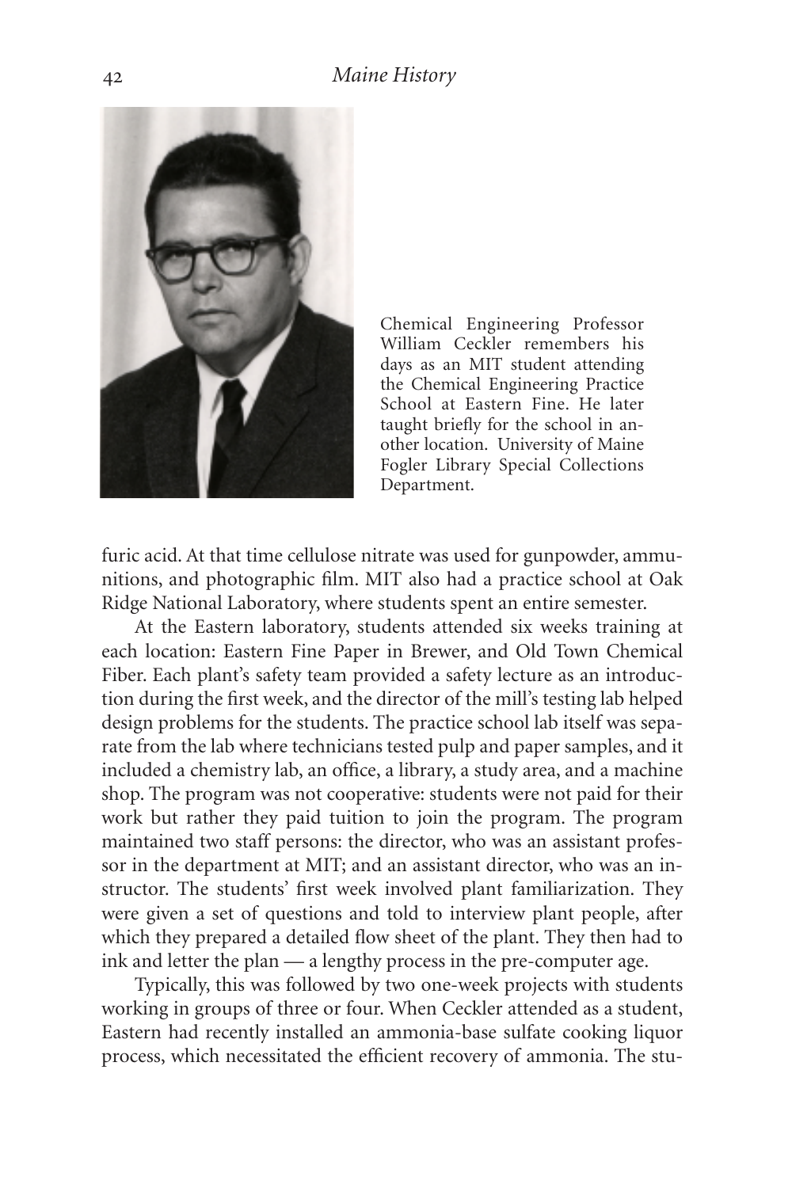Chemical Engineering Professor William Ceckler remembers his days as an MIT student attending the Chemical Engineering Practice School at Eastern Fine. He later taught briefly for the school in another location. University of Maine Fogler Library Special Collections Department.

furic acid. At that time cellulose nitrate was used for gunpowder, ammunitions, and photographic film. MIT also had a practice school at Oak Ridge National Laboratory, where students spent an entire semester.

At the Eastern laboratory, students attended six weeks training at each location: Eastern Fine Paper in Brewer, and Old Town Chemical Fiber. Each plant's safety team provided a safety lecture as an introduction during the first week, and the director of the mill's testing lab helped design problems for the students. The practice school lab itself was separate from the lab where technicians tested pulp and paper samples, and it included a chemistry lab, an office, a library, a study area, and a machine shop. The program was not cooperative: students were not paid for their work but rather they paid tuition to join the program. The program maintained two staff persons: the director, who was an assistant professor in the department at MIT; and an assistant director, who was an instructor. The students' first week involved plant familiarization. They were given a set of questions and told to interview plant people, after which they prepared a detailed flow sheet of the plant. They then had to ink and letter the plan — a lengthy process in the pre-computer age.

Typically, this was followed by two one-week projects with students working in groups of three or four. When Ceckler attended as a student, Eastern had recently installed an ammonia-base sulfate cooking liquor process, which necessitated the efficient recovery of ammonia. The stu-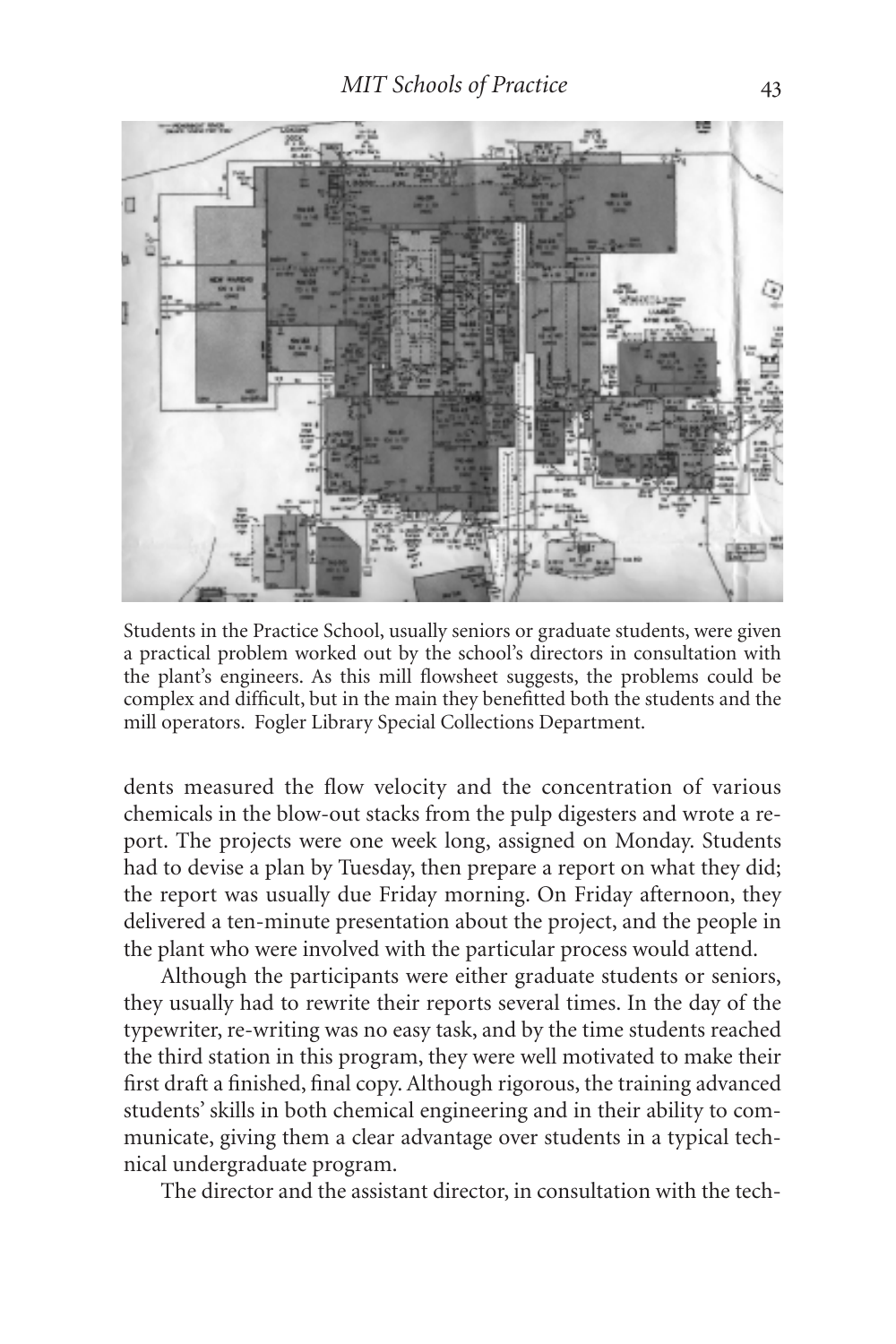Students in the Practice School, usually seniors or graduate students, were given a practical problem worked out by the school's directors in consultation with the plant's engineers. As this mill flowsheet suggests, the problems could be complex and difficult, but in the main they benefitted both the students and the mill operators. Fogler Library Special Collections Department.

dents measured the flow velocity and the concentration of various chemicals in the blow-out stacks from the pulp digesters and wrote a report. The projects were one week long, assigned on Monday. Students had to devise a plan by Tuesday, then prepare a report on what they did; the report was usually due Friday morning. On Friday afternoon, they delivered a ten-minute presentation about the project, and the people in the plant who were involved with the particular process would attend.

Although the participants were either graduate students or seniors, they usually had to rewrite their reports several times. In the day of the typewriter, re-writing was no easy task, and by the time students reached the third station in this program, they were well motivated to make their first draft a finished, final copy. Although rigorous, the training advanced students' skills in both chemical engineering and in their ability to communicate, giving them a clear advantage over students in a typical technical undergraduate program.

The director and the assistant director, in consultation with the tech-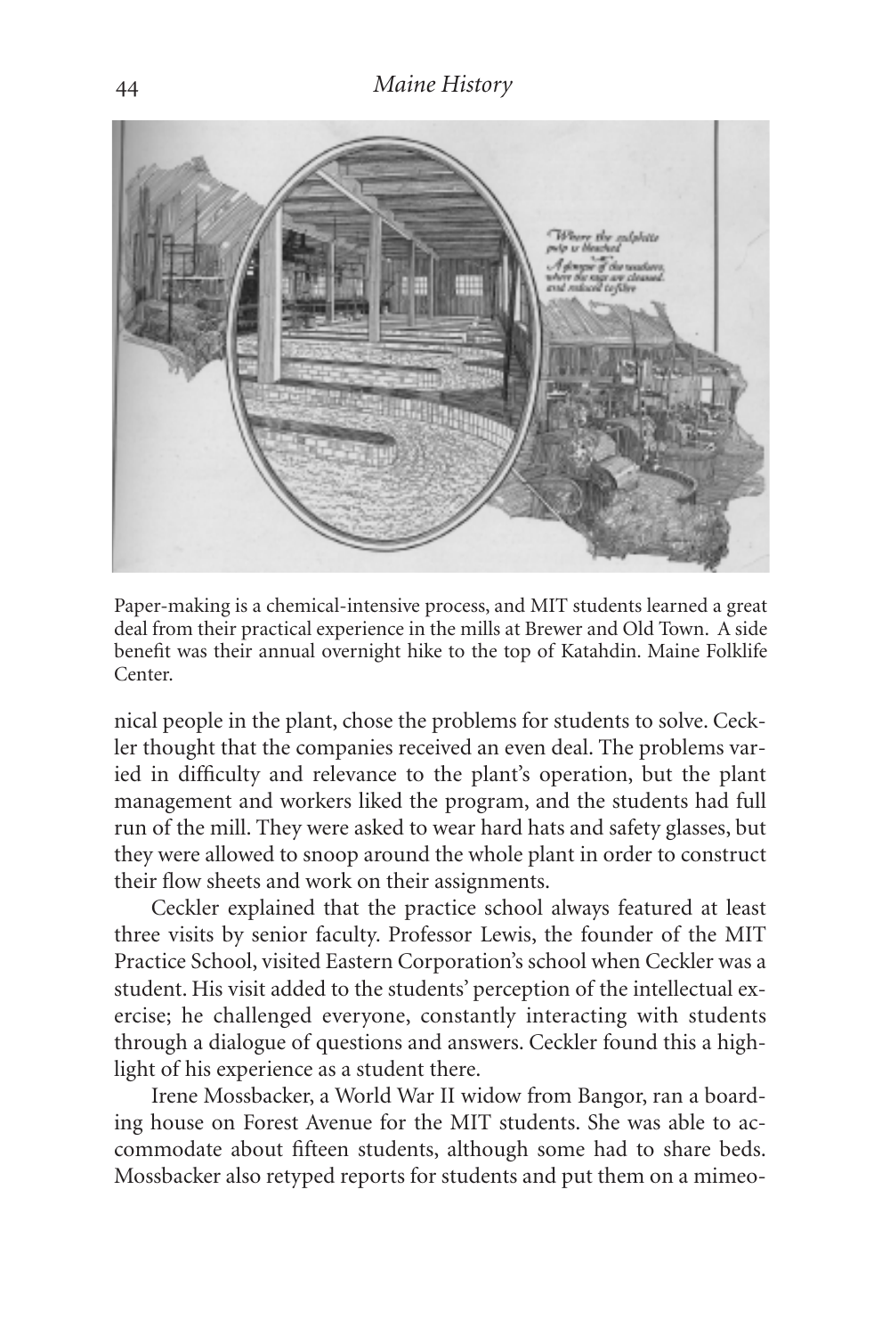Paper-making is a chemical-intensive process, and MIT students learned a great deal from their practical experience in the mills at Brewer and Old Town. A side benefit was their annual overnight hike to the top of Katahdin. Maine Folklife Center.

nical people in the plant, chose the problems for students to solve. Ceckler thought that the companies received an even deal. The problems varied in difficulty and relevance to the plant's operation, but the plant management and workers liked the program, and the students had full run of the mill. They were asked to wear hard hats and safety glasses, but they were allowed to snoop around the whole plant in order to construct their flow sheets and work on their assignments.

Ceckler explained that the practice school always featured at least three visits by senior faculty. Professor Lewis, the founder of the MIT Practice School, visited Eastern Corporation's school when Ceckler was a student. His visit added to the students' perception of the intellectual exercise; he challenged everyone, constantly interacting with students through a dialogue of questions and answers. Ceckler found this a highlight of his experience as a student there.

Irene Mossbacker, a World War II widow from Bangor, ran a boarding house on Forest Avenue for the MIT students. She was able to accommodate about fifteen students, although some had to share beds. Mossbacker also retyped reports for students and put them on a mimeo-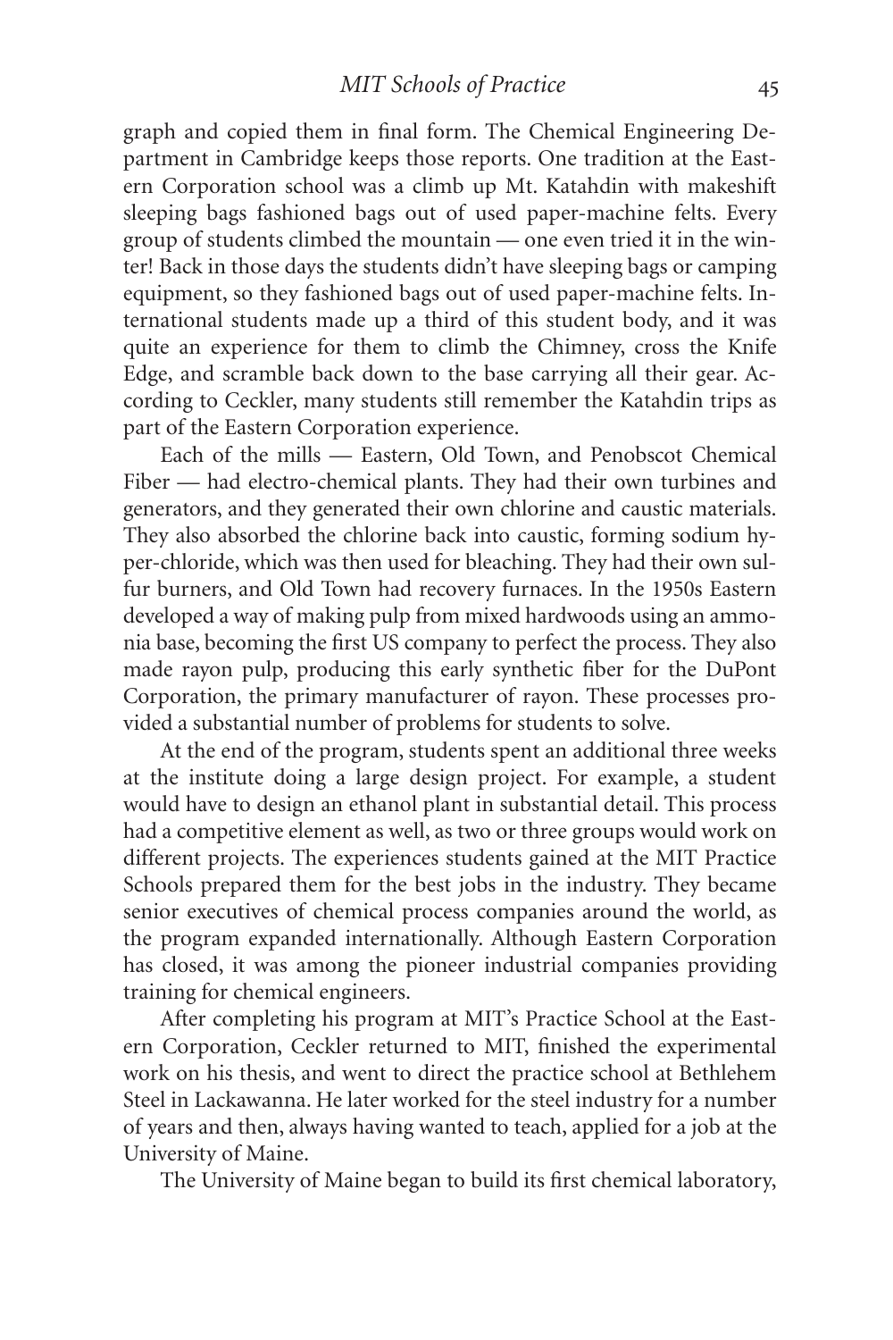graph and copied them in final form. The Chemical Engineering Department in Cambridge keeps those reports. One tradition at the Eastern Corporation school was a climb up Mt. Katahdin with makeshift sleeping bags fashioned bags out of used paper-machine felts. Every group of students climbed the mountain — one even tried it in the winter! Back in those days the students didn't have sleeping bags or camping equipment, so they fashioned bags out of used paper-machine felts. International students made up a third of this student body, and it was quite an experience for them to climb the Chimney, cross the Knife Edge, and scramble back down to the base carrying all their gear. According to Ceckler, many students still remember the Katahdin trips as part of the Eastern Corporation experience.

Each of the mills — Eastern, Old Town, and Penobscot Chemical Fiber — had electro-chemical plants. They had their own turbines and generators, and they generated their own chlorine and caustic materials. They also absorbed the chlorine back into caustic, forming sodium hyper-chloride, which was then used for bleaching. They had their own sulfur burners, and Old Town had recovery furnaces. In the 1950s Eastern developed a way of making pulp from mixed hardwoods using an ammonia base, becoming the first US company to perfect the process. They also made rayon pulp, producing this early synthetic fiber for the DuPont Corporation, the primary manufacturer of rayon. These processes provided a substantial number of problems for students to solve.

At the end of the program, students spent an additional three weeks at the institute doing a large design project. For example, a student would have to design an ethanol plant in substantial detail. This process had a competitive element as well, as two or three groups would work on different projects. The experiences students gained at the MIT Practice Schools prepared them for the best jobs in the industry. They became senior executives of chemical process companies around the world, as the program expanded internationally. Although Eastern Corporation has closed, it was among the pioneer industrial companies providing training for chemical engineers.

After completing his program at MIT's Practice School at the Eastern Corporation, Ceckler returned to MIT, finished the experimental work on his thesis, and went to direct the practice school at Bethlehem Steel in Lackawanna. He later worked for the steel industry for a number of years and then, always having wanted to teach, applied for a job at the University of Maine.

The University of Maine began to build its first chemical laboratory,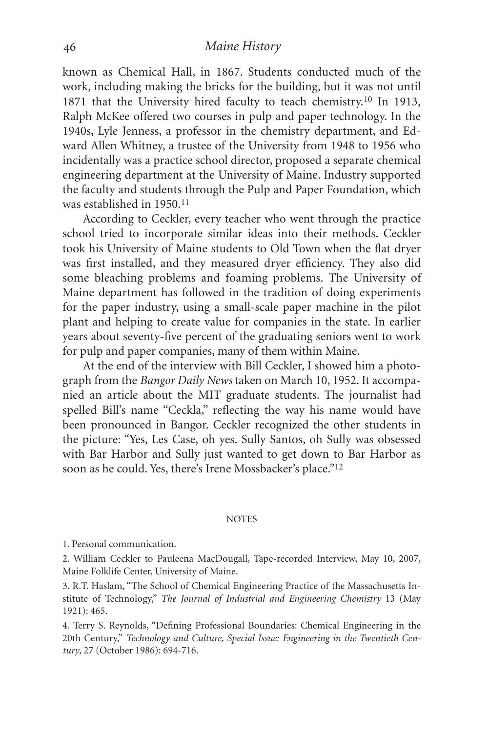known as Chemical Hall, in 1867. Students conducted much of the work, including making the bricks for the building, but it was not until 1871 that the University hired faculty to teach chemistry.[10] In 1913, Ralph McKee offered two courses in pulp and paper technology. In the 1940s, Lyle Jenness, a professor in the chemistry department, and Edward Allen Whitney, a trustee of the University from 1948 to 1956 who incidentally was a practice school director, proposed a separate chemical engineering department at the University of Maine. Industry supported the faculty and students through the Pulp and Paper Foundation, which was established in 1950.[11]

According to Ceckler, every teacher who went through the practice school tried to incorporate similar ideas into their methods. Ceckler took his University of Maine students to Old Town when the flat dryer was first installed, and they measured dryer efficiency. They also did some bleaching problems and foaming problems. The University of Maine department has followed in the tradition of doing experiments for the paper industry, using a small-scale paper machine in the pilot plant and helping to create value for companies in the state. In earlier years about seventy-five percent of the graduating seniors went to work for pulp and paper companies, many of them within Maine.

At the end of the interview with Bill Ceckler, I showed him a photograph from the *Bangor Daily News* taken on March 10, 1952. It accompanied an article about the MIT graduate students. The journalist had spelled Bill's name "Ceckla," reflecting the way his name would have been pronounced in Bangor. Ceckler recognized the other students in the picture: "Yes, Les Case, oh yes. Sully Santos, oh Sully was obsessed with Bar Harbor and Sully just wanted to get down to Bar Harbor as soon as he could. Yes, there's Irene Mossbacker's place."[12]

## NOTES

1. Personal communication.

2. William Ceckler to Pauleena MacDougall, Tape-recorded Interview, May 10, 2007, Maine Folklife Center, University of Maine.

3. R.T. Haslam, "The School of Chemical Engineering Practice of the Massachusetts Institute of Technology," *The Journal of Industrial and Engineering Chemistry* 13 (May 1921): 465.

4. Terry S. Reynolds, "Defining Professional Boundaries: Chemical Engineering in the 20th Century," *Technology and Culture, Special Issue: Engineering in the Twentieth Century*, 27 (October 1986): 694-716.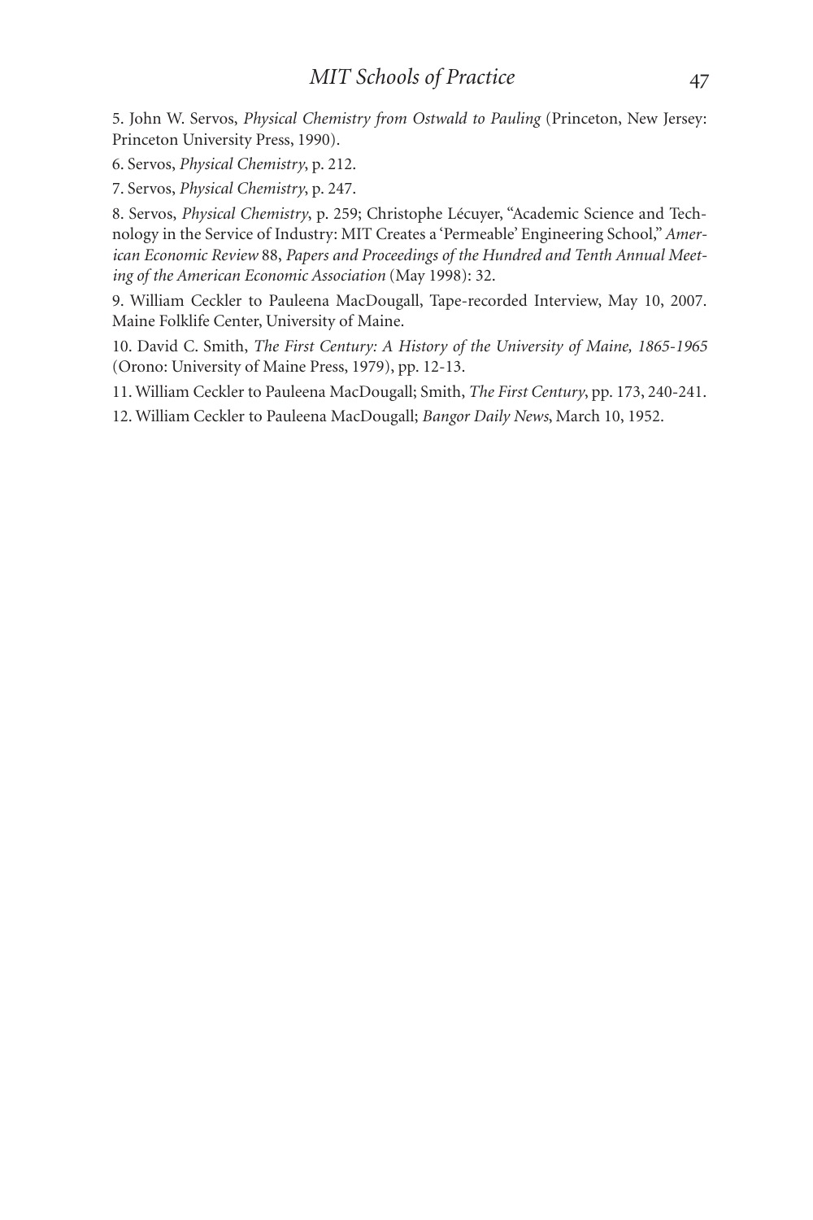5. John W. Servos, *Physical Chemistry from Ostwald to Pauling* (Princeton, New Jersey: Princeton University Press, 1990).

6. Servos, *Physical Chemistry*, p. 212.

7. Servos, *Physical Chemistry*, p. 247.

8. Servos, *Physical Chemistry*, p. 259; Christophe Lécuyer, "Academic Science and Technology in the Service of Industry: MIT Creates a 'Permeable' Engineering School," *American Economic Review* 88, *Papers and Proceedings of the Hundred and Tenth Annual Meeting of the American Economic Association* (May 1998): 32.

9. William Ceckler to Pauleena MacDougall, Tape-recorded Interview, May 10, 2007. Maine Folklife Center, University of Maine.

10. David C. Smith, *The First Century: A History of the University of Maine, 1865-1965* (Orono: University of Maine Press, 1979), pp. 12-13.

11. William Ceckler to Pauleena MacDougall; Smith, *The First Century*, pp. 173, 240-241.

12. William Ceckler to Pauleena MacDougall; *Bangor Daily News*, March 10, 1952.